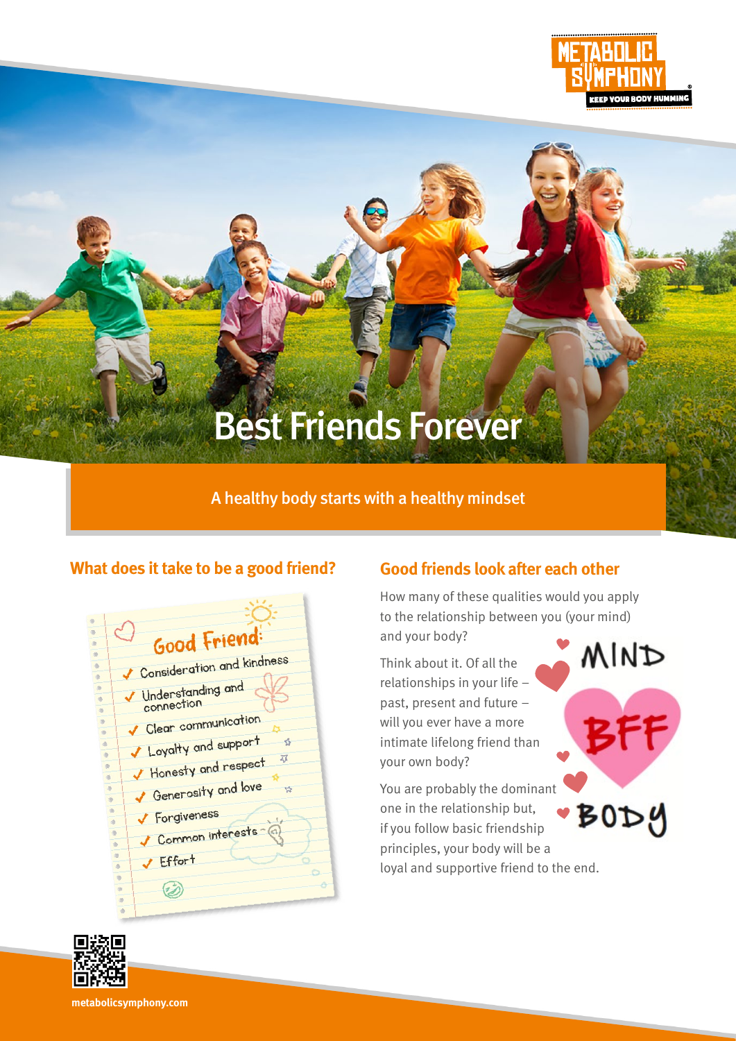# Best Friends Forever

A healthy body starts with a healthy mindset

## What does it take to be a good friend?

**Good Friend:**

- Consideration and kindness
- Understanding and connection
- Clear communication
- Loyalty and support
- Honesty and respect
- Generosity and love
- Forgiveness
- Common interests
- Effort

## Good friends look after each other

How many of these qualities would you apply to the relationship between you (your mind) and your body?

Think about it. Of all the relationships in your life – past, present and future – will you ever have a more intimate lifelong friend than your own body?

You are probably the dominant one in the relationship but, if you follow basic friendship principles, your body will be a loyal and supportive friend to the end.

MIND BFF BODY

metabolicsymphony.com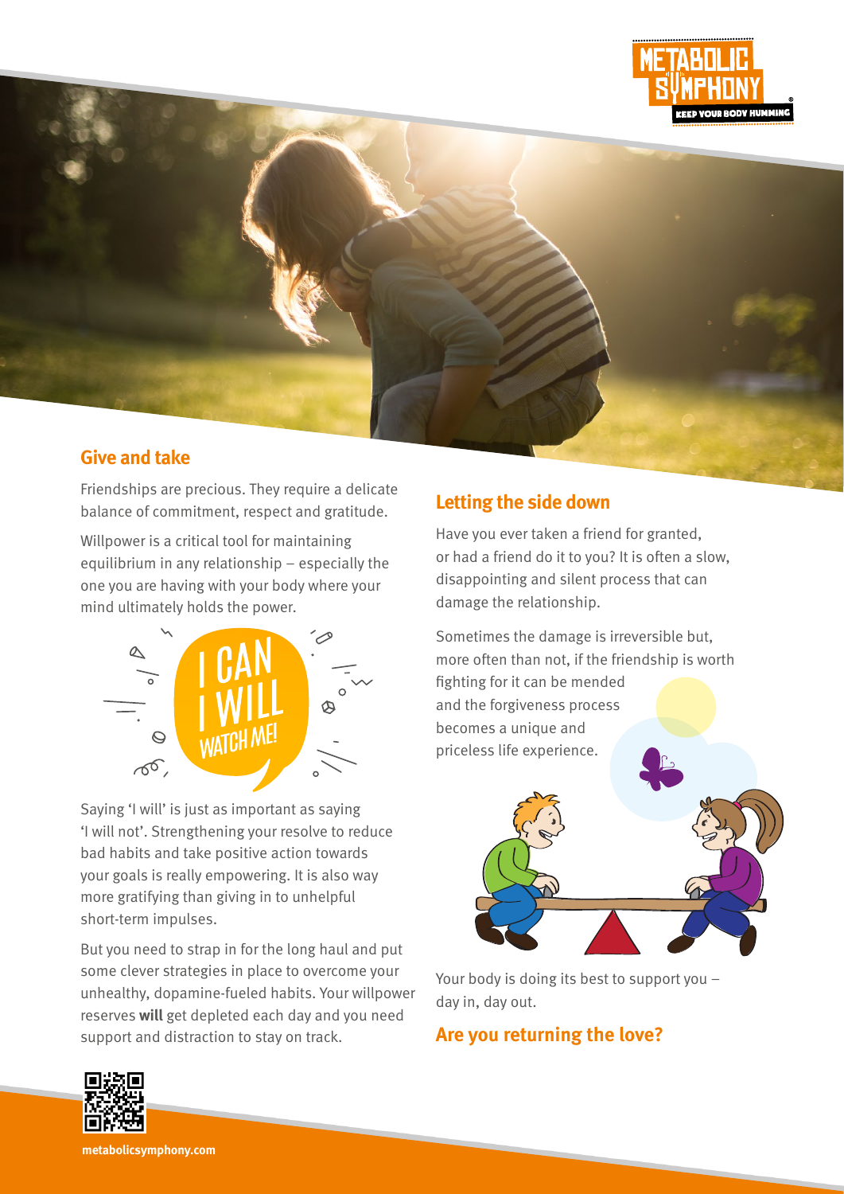## Give and take

Friendships are precious. They require a delicate balance of commitment, respect and gratitude.

Willpower is a critical tool for maintaining equilibrium in any relationship – especially the one you are having with your body where your mind ultimately holds the power.

Saying 'I will' is just as important as saying 'I will not'. Strengthening your resolve to reduce bad habits and take positive action towards your goals is really empowering. It is also way more gratifying than giving in to unhelpful short-term impulses.

But you need to strap in for the long haul and put some clever strategies in place to overcome your unhealthy, dopamine-fueled habits. Your willpower reserves **will** get depleted each day and you need support and distraction to stay on track.

## Letting the side down

Have you ever taken a friend for granted, or had a friend do it to you? It is often a slow, disappointing and silent process that can damage the relationship.

Sometimes the damage is irreversible but, more often than not, if the friendship is worth fighting for it can be mended and the forgiveness process becomes a unique and priceless life experience.

Your body is doing its best to support you – day in, day out.

## Are you returning the love?

metabolicsymphony.com